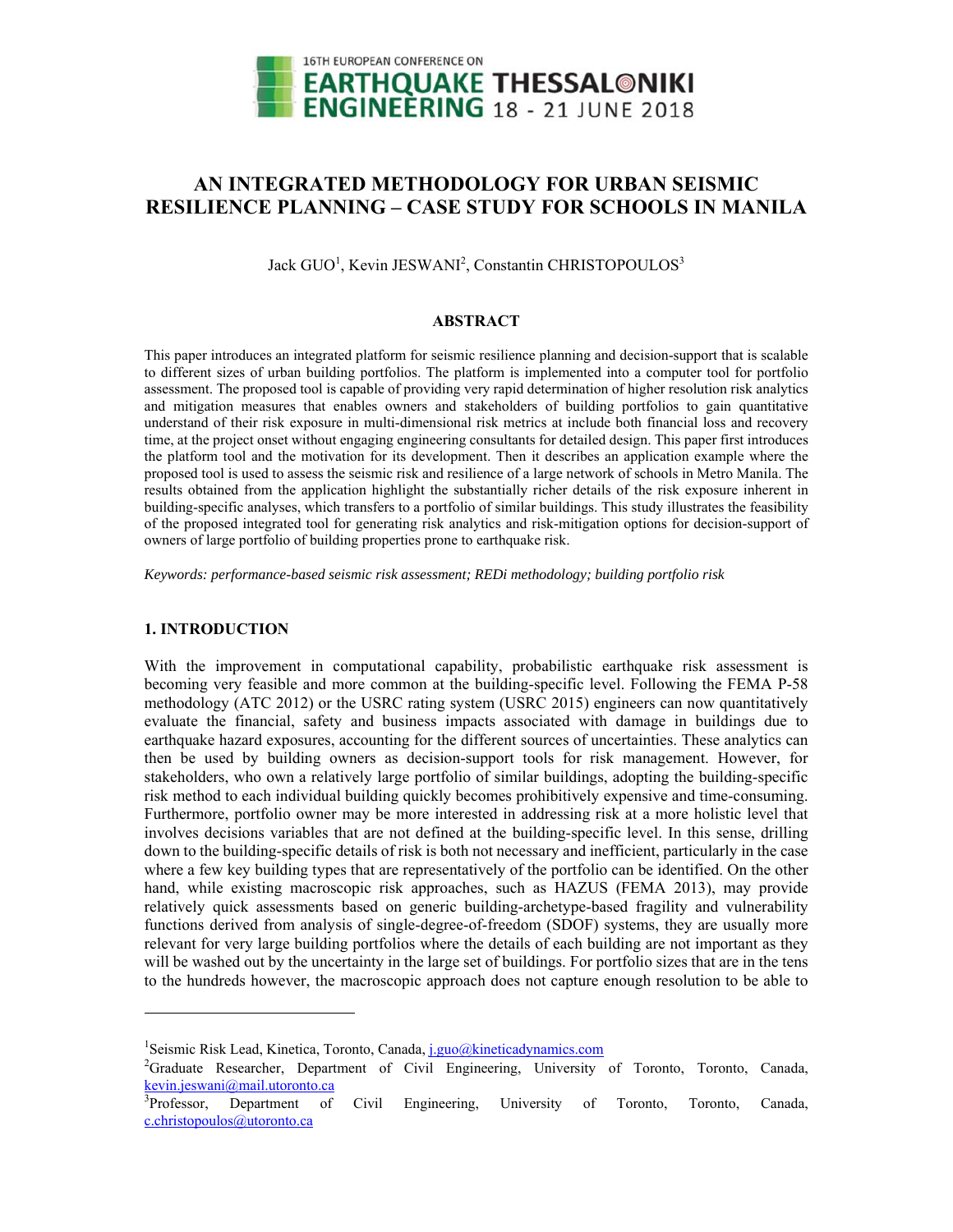# AN INTEGRATED METHODOLOGY FOR URBAN SEISMIC RESILIENCE PLANNING – CASE STUDY FOR SCHOOLS IN MANILA

Jack GUO[1], Kevin JESWANI[2], Constantin CHRISTOPOULOS[3]

## ABSTRACT

This paper introduces an integrated platform for seismic resilience planning and decision-support that is scalable to different sizes of urban building portfolios. The platform is implemented into a computer tool for portfolio assessment. The proposed tool is capable of providing very rapid determination of higher resolution risk analytics and mitigation measures that enables owners and stakeholders of building portfolios to gain quantitative understand of their risk exposure in multi-dimensional risk metrics at include both financial loss and recovery time, at the project onset without engaging engineering consultants for detailed design. This paper first introduces the platform tool and the motivation for its development. Then it describes an application example where the proposed tool is used to assess the seismic risk and resilience of a large network of schools in Metro Manila. The results obtained from the application highlight the substantially richer details of the risk exposure inherent in building-specific analyses, which transfers to a portfolio of similar buildings. This study illustrates the feasibility of the proposed integrated tool for generating risk analytics and risk-mitigation options for decision-support of owners of large portfolio of building properties prone to earthquake risk.

*Keywords: performance-based seismic risk assessment; REDi methodology; building portfolio risk*

## 1. INTRODUCTION

With the improvement in computational capability, probabilistic earthquake risk assessment is becoming very feasible and more common at the building-specific level. Following the FEMA P-58 methodology (ATC 2012) or the USRC rating system (USRC 2015) engineers can now quantitatively evaluate the financial, safety and business impacts associated with damage in buildings due to earthquake hazard exposures, accounting for the different sources of uncertainties. These analytics can then be used by building owners as decision-support tools for risk management. However, for stakeholders, who own a relatively large portfolio of similar buildings, adopting the building-specific risk method to each individual building quickly becomes prohibitively expensive and time-consuming. Furthermore, portfolio owner may be more interested in addressing risk at a more holistic level that involves decisions variables that are not defined at the building-specific level. In this sense, drilling down to the building-specific details of risk is both not necessary and inefficient, particularly in the case where a few key building types that are representatively of the portfolio can be identified. On the other hand, while existing macroscopic risk approaches, such as HAZUS (FEMA 2013), may provide relatively quick assessments based on generic building-archetype-based fragility and vulnerability functions derived from analysis of single-degree-of-freedom (SDOF) systems, they are usually more relevant for very large building portfolios where the details of each building are not important as they will be washed out by the uncertainty in the large set of buildings. For portfolio sizes that are in the tens to the hundreds however, the macroscopic approach does not capture enough resolution to be able to

---

[1]Seismic Risk Lead, Kinetica, Toronto, Canada, j.guo@kineticadynamics.com

[2]Graduate Researcher, Department of Civil Engineering, University of Toronto, Toronto, Canada, kevin.jeswani@mail.utoronto.ca

[3]Professor, Department of Civil Engineering, University of Toronto, Toronto, Canada, c.christopoulos@utoronto.ca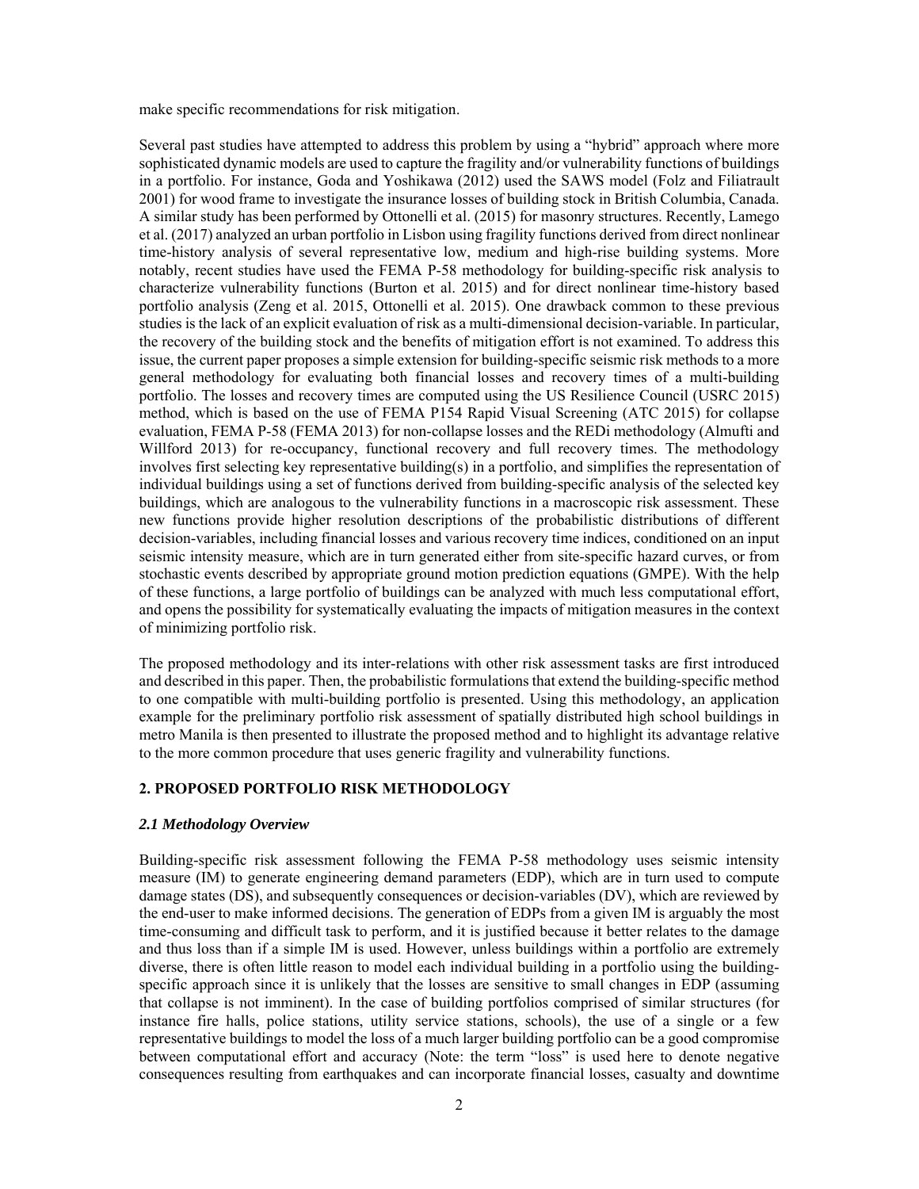make specific recommendations for risk mitigation.

Several past studies have attempted to address this problem by using a "hybrid" approach where more sophisticated dynamic models are used to capture the fragility and/or vulnerability functions of buildings in a portfolio. For instance, Goda and Yoshikawa (2012) used the SAWS model (Folz and Filiatrault 2001) for wood frame to investigate the insurance losses of building stock in British Columbia, Canada. A similar study has been performed by Ottonelli et al. (2015) for masonry structures. Recently, Lamego et al. (2017) analyzed an urban portfolio in Lisbon using fragility functions derived from direct nonlinear time-history analysis of several representative low, medium and high-rise building systems. More notably, recent studies have used the FEMA P-58 methodology for building-specific risk analysis to characterize vulnerability functions (Burton et al. 2015) and for direct nonlinear time-history based portfolio analysis (Zeng et al. 2015, Ottonelli et al. 2015). One drawback common to these previous studies is the lack of an explicit evaluation of risk as a multi-dimensional decision-variable. In particular, the recovery of the building stock and the benefits of mitigation effort is not examined. To address this issue, the current paper proposes a simple extension for building-specific seismic risk methods to a more general methodology for evaluating both financial losses and recovery times of a multi-building portfolio. The losses and recovery times are computed using the US Resilience Council (USRC 2015) method, which is based on the use of FEMA P154 Rapid Visual Screening (ATC 2015) for collapse evaluation, FEMA P-58 (FEMA 2013) for non-collapse losses and the REDi methodology (Almufti and Willford 2013) for re-occupancy, functional recovery and full recovery times. The methodology involves first selecting key representative building(s) in a portfolio, and simplifies the representation of individual buildings using a set of functions derived from building-specific analysis of the selected key buildings, which are analogous to the vulnerability functions in a macroscopic risk assessment. These new functions provide higher resolution descriptions of the probabilistic distributions of different decision-variables, including financial losses and various recovery time indices, conditioned on an input seismic intensity measure, which are in turn generated either from site-specific hazard curves, or from stochastic events described by appropriate ground motion prediction equations (GMPE). With the help of these functions, a large portfolio of buildings can be analyzed with much less computational effort, and opens the possibility for systematically evaluating the impacts of mitigation measures in the context of minimizing portfolio risk.

The proposed methodology and its inter-relations with other risk assessment tasks are first introduced and described in this paper. Then, the probabilistic formulations that extend the building-specific method to one compatible with multi-building portfolio is presented. Using this methodology, an application example for the preliminary portfolio risk assessment of spatially distributed high school buildings in metro Manila is then presented to illustrate the proposed method and to highlight its advantage relative to the more common procedure that uses generic fragility and vulnerability functions.

## 2. PROPOSED PORTFOLIO RISK METHODOLOGY

### *2.1 Methodology Overview*

Building-specific risk assessment following the FEMA P-58 methodology uses seismic intensity measure (IM) to generate engineering demand parameters (EDP), which are in turn used to compute damage states (DS), and subsequently consequences or decision-variables (DV), which are reviewed by the end-user to make informed decisions. The generation of EDPs from a given IM is arguably the most time-consuming and difficult task to perform, and it is justified because it better relates to the damage and thus loss than if a simple IM is used. However, unless buildings within a portfolio are extremely diverse, there is often little reason to model each individual building in a portfolio using the building-specific approach since it is unlikely that the losses are sensitive to small changes in EDP (assuming that collapse is not imminent). In the case of building portfolios comprised of similar structures (for instance fire halls, police stations, utility service stations, schools), the use of a single or a few representative buildings to model the loss of a much larger building portfolio can be a good compromise between computational effort and accuracy (Note: the term "loss" is used here to denote negative consequences resulting from earthquakes and can incorporate financial losses, casualty and downtime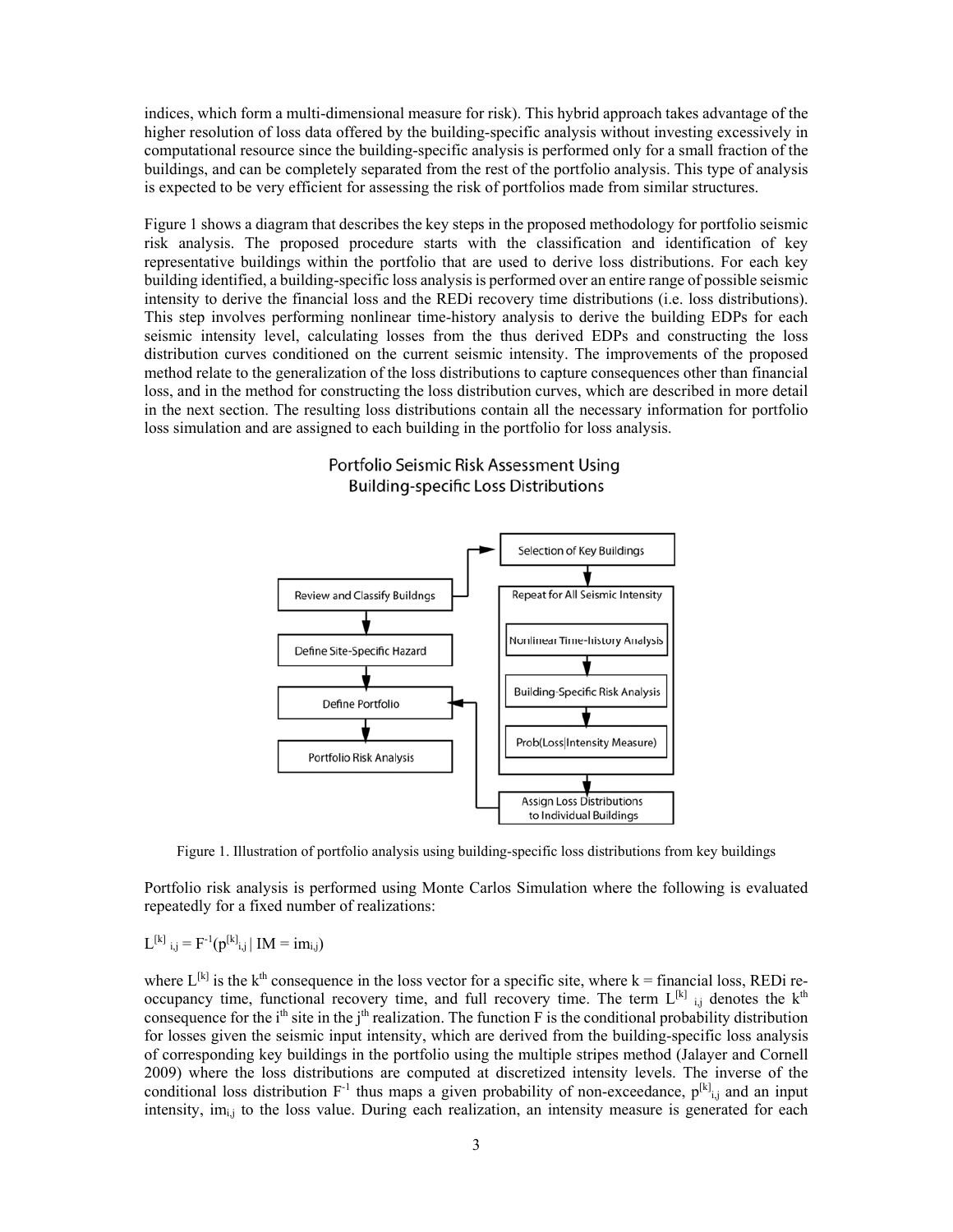indices, which form a multi-dimensional measure for risk). This hybrid approach takes advantage of the higher resolution of loss data offered by the building-specific analysis without investing excessively in computational resource since the building-specific analysis is performed only for a small fraction of the buildings, and can be completely separated from the rest of the portfolio analysis. This type of analysis is expected to be very efficient for assessing the risk of portfolios made from similar structures.

Figure 1 shows a diagram that describes the key steps in the proposed methodology for portfolio seismic risk analysis. The proposed procedure starts with the classification and identification of key representative buildings within the portfolio that are used to derive loss distributions. For each key building identified, a building-specific loss analysis is performed over an entire range of possible seismic intensity to derive the financial loss and the REDi recovery time distributions (i.e. loss distributions). This step involves performing nonlinear time-history analysis to derive the building EDPs for each seismic intensity level, calculating losses from the thus derived EDPs and constructing the loss distribution curves conditioned on the current seismic intensity. The improvements of the proposed method relate to the generalization of the loss distributions to capture consequences other than financial loss, and in the method for constructing the loss distribution curves, which are described in more detail in the next section. The resulting loss distributions contain all the necessary information for portfolio loss simulation and are assigned to each building in the portfolio for loss analysis.

Portfolio Seismic Risk Assessment Using Building-specific Loss Distributions

Review and Classify Buildngs → Define Site-Specific Hazard → Define Portfolio → Portfolio Risk Analysis

Selection of Key Buildings → Repeat for All Seismic Intensity [Nonlinear Time-history Analysis → Building-Specific Risk Analysis → Prob(Loss|Intensity Measure)] → Assign Loss Distributions to Individual Buildings

Figure 1. Illustration of portfolio analysis using building-specific loss distributions from key buildings

Portfolio risk analysis is performed using Monte Carlos Simulation where the following is evaluated repeatedly for a fixed number of realizations:

$$L^{[k]}_{i,j} = F^{-1}(p^{[k]}_{i,j} \mid IM = im_{i,j})$$

where $L^{[k]}$ is the $k^{th}$ consequence in the loss vector for a specific site, where k = financial loss, REDi re-occupancy time, functional recovery time, and full recovery time. The term $L^{[k]}_{i,j}$ denotes the $k^{th}$ consequence for the $i^{th}$ site in the $j^{th}$ realization. The function F is the conditional probability distribution for losses given the seismic input intensity, which are derived from the building-specific loss analysis of corresponding key buildings in the portfolio using the multiple stripes method (Jalayer and Cornell 2009) where the loss distributions are computed at discretized intensity levels. The inverse of the conditional loss distribution $F^{-1}$ thus maps a given probability of non-exceedance, $p^{[k]}_{i,j}$ and an input intensity, $im_{i,j}$ to the loss value. During each realization, an intensity measure is generated for each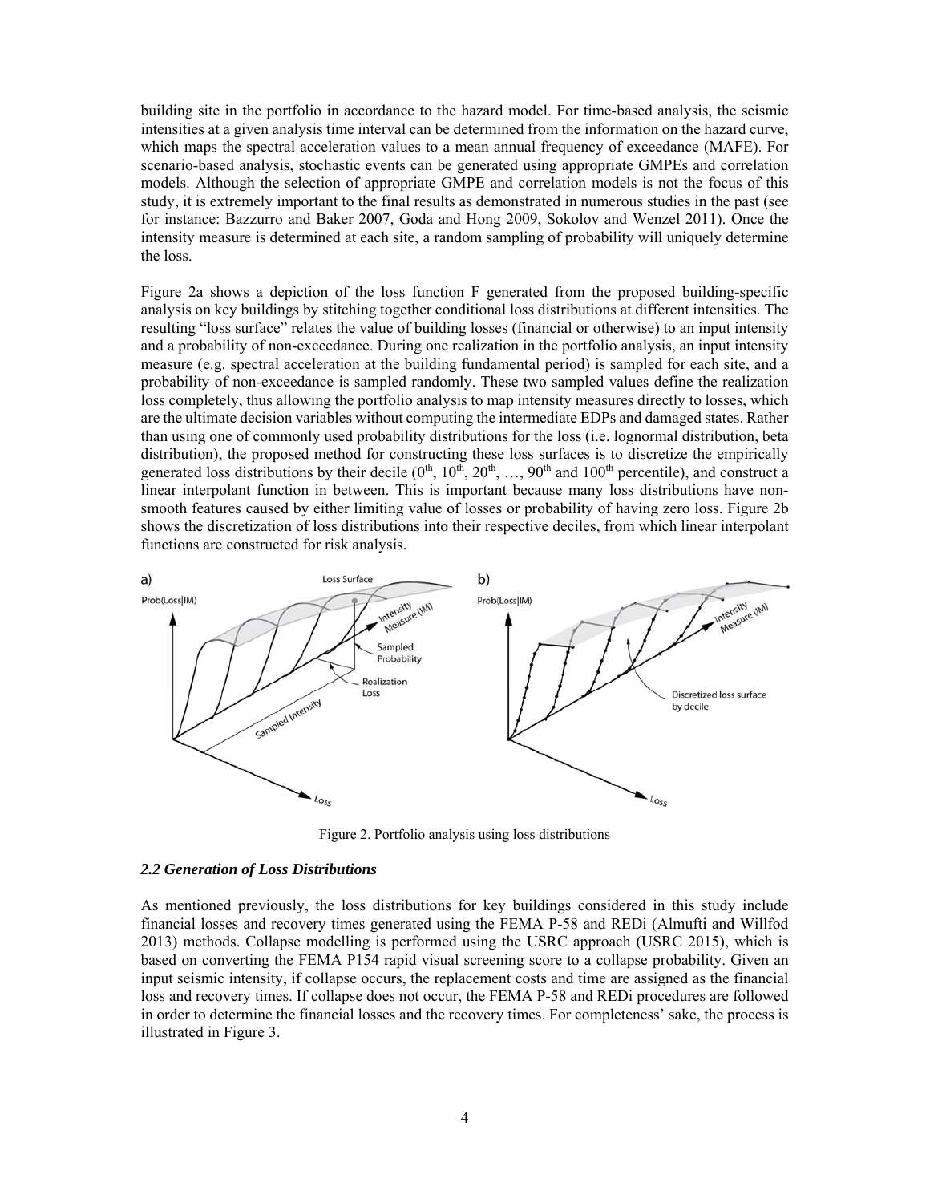building site in the portfolio in accordance to the hazard model. For time-based analysis, the seismic intensities at a given analysis time interval can be determined from the information on the hazard curve, which maps the spectral acceleration values to a mean annual frequency of exceedance (MAFE). For scenario-based analysis, stochastic events can be generated using appropriate GMPEs and correlation models. Although the selection of appropriate GMPE and correlation models is not the focus of this study, it is extremely important to the final results as demonstrated in numerous studies in the past (see for instance: Bazzurro and Baker 2007, Goda and Hong 2009, Sokolov and Wenzel 2011). Once the intensity measure is determined at each site, a random sampling of probability will uniquely determine the loss.

Figure 2a shows a depiction of the loss function F generated from the proposed building-specific analysis on key buildings by stitching together conditional loss distributions at different intensities. The resulting "loss surface" relates the value of building losses (financial or otherwise) to an input intensity and a probability of non-exceedance. During one realization in the portfolio analysis, an input intensity measure (e.g. spectral acceleration at the building fundamental period) is sampled for each site, and a probability of non-exceedance is sampled randomly. These two sampled values define the realization loss completely, thus allowing the portfolio analysis to map intensity measures directly to losses, which are the ultimate decision variables without computing the intermediate EDPs and damaged states. Rather than using one of commonly used probability distributions for the loss (i.e. lognormal distribution, beta distribution), the proposed method for constructing these loss surfaces is to discretize the empirically generated loss distributions by their decile ($0^{th}$, $10^{th}$, $20^{th}$, …, $90^{th}$ and $100^{th}$ percentile), and construct a linear interpolant function in between. This is important because many loss distributions have non-smooth features caused by either limiting value of losses or probability of having zero loss. Figure 2b shows the discretization of loss distributions into their respective deciles, from which linear interpolant functions are constructed for risk analysis.

Figure 2. Portfolio analysis using loss distributions

### *2.2 Generation of Loss Distributions*

As mentioned previously, the loss distributions for key buildings considered in this study include financial losses and recovery times generated using the FEMA P-58 and REDi (Almufti and Willfod 2013) methods. Collapse modelling is performed using the USRC approach (USRC 2015), which is based on converting the FEMA P154 rapid visual screening score to a collapse probability. Given an input seismic intensity, if collapse occurs, the replacement costs and time are assigned as the financial loss and recovery times. If collapse does not occur, the FEMA P-58 and REDi procedures are followed in order to determine the financial losses and the recovery times. For completeness' sake, the process is illustrated in Figure 3.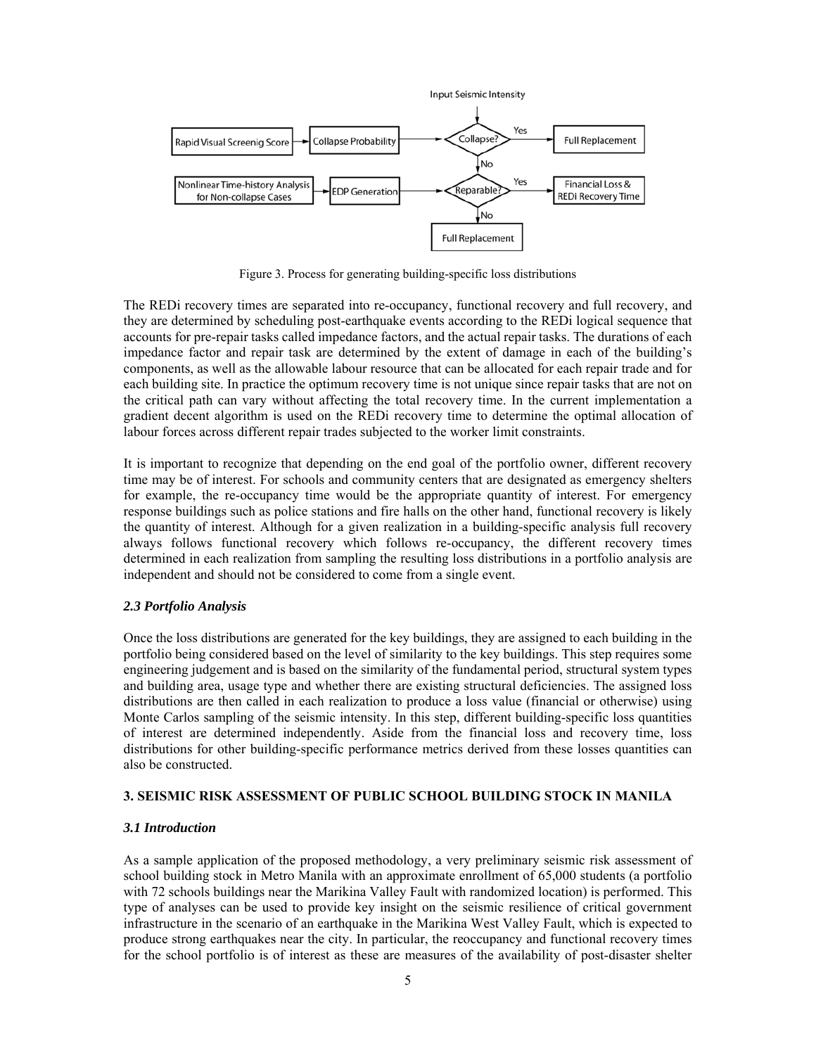Figure 3. Process for generating building-specific loss distributions

The REDi recovery times are separated into re-occupancy, functional recovery and full recovery, and they are determined by scheduling post-earthquake events according to the REDi logical sequence that accounts for pre-repair tasks called impedance factors, and the actual repair tasks. The durations of each impedance factor and repair task are determined by the extent of damage in each of the building's components, as well as the allowable labour resource that can be allocated for each repair trade and for each building site. In practice the optimum recovery time is not unique since repair tasks that are not on the critical path can vary without affecting the total recovery time. In the current implementation a gradient decent algorithm is used on the REDi recovery time to determine the optimal allocation of labour forces across different repair trades subjected to the worker limit constraints.

It is important to recognize that depending on the end goal of the portfolio owner, different recovery time may be of interest. For schools and community centers that are designated as emergency shelters for example, the re-occupancy time would be the appropriate quantity of interest. For emergency response buildings such as police stations and fire halls on the other hand, functional recovery is likely the quantity of interest. Although for a given realization in a building-specific analysis full recovery always follows functional recovery which follows re-occupancy, the different recovery times determined in each realization from sampling the resulting loss distributions in a portfolio analysis are independent and should not be considered to come from a single event.

### *2.3 Portfolio Analysis*

Once the loss distributions are generated for the key buildings, they are assigned to each building in the portfolio being considered based on the level of similarity to the key buildings. This step requires some engineering judgement and is based on the similarity of the fundamental period, structural system types and building area, usage type and whether there are existing structural deficiencies. The assigned loss distributions are then called in each realization to produce a loss value (financial or otherwise) using Monte Carlos sampling of the seismic intensity. In this step, different building-specific loss quantities of interest are determined independently. Aside from the financial loss and recovery time, loss distributions for other building-specific performance metrics derived from these losses quantities can also be constructed.

## 3. SEISMIC RISK ASSESSMENT OF PUBLIC SCHOOL BUILDING STOCK IN MANILA

### *3.1 Introduction*

As a sample application of the proposed methodology, a very preliminary seismic risk assessment of school building stock in Metro Manila with an approximate enrollment of 65,000 students (a portfolio with 72 schools buildings near the Marikina Valley Fault with randomized location) is performed. This type of analyses can be used to provide key insight on the seismic resilience of critical government infrastructure in the scenario of an earthquake in the Marikina West Valley Fault, which is expected to produce strong earthquakes near the city. In particular, the reoccupancy and functional recovery times for the school portfolio is of interest as these are measures of the availability of post-disaster shelter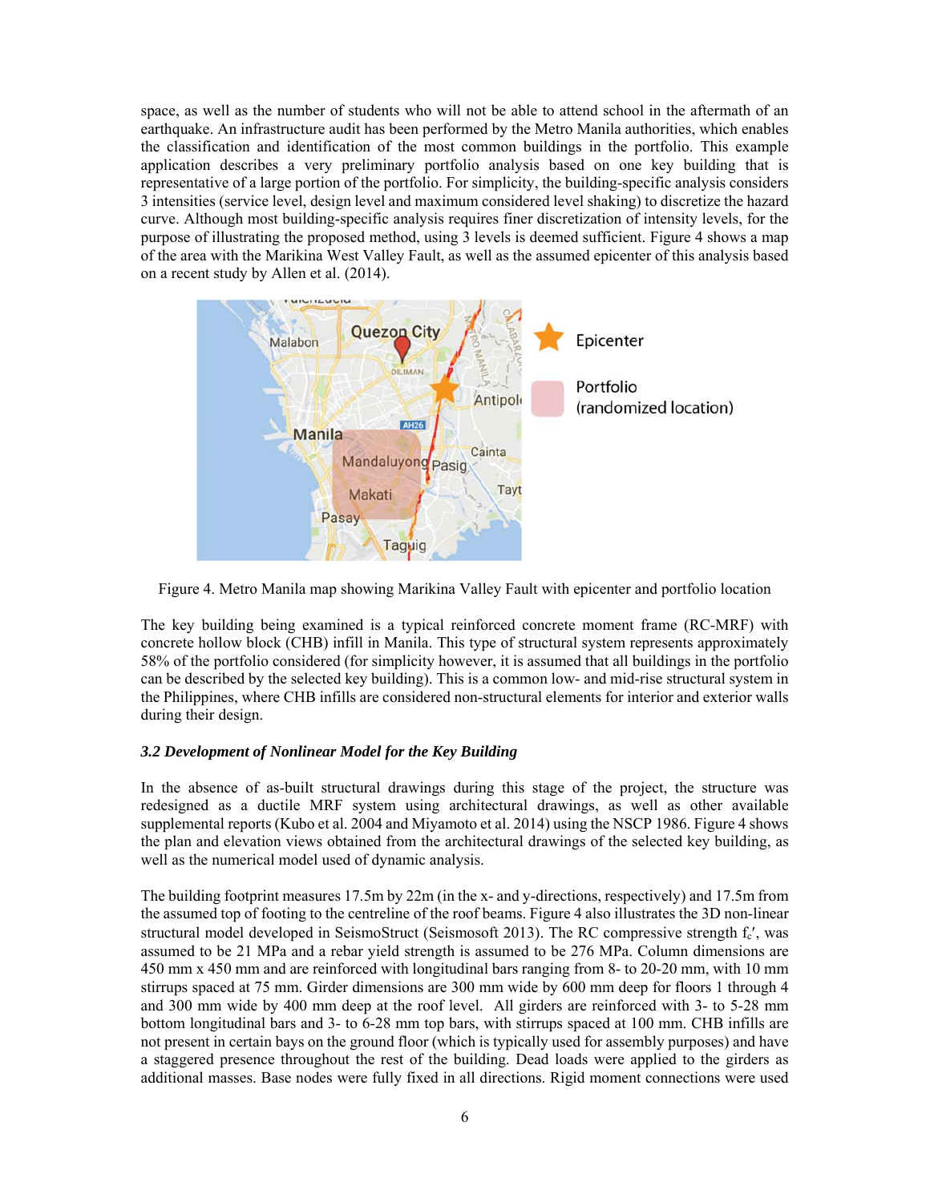space, as well as the number of students who will not be able to attend school in the aftermath of an earthquake. An infrastructure audit has been performed by the Metro Manila authorities, which enables the classification and identification of the most common buildings in the portfolio. This example application describes a very preliminary portfolio analysis based on one key building that is representative of a large portion of the portfolio. For simplicity, the building-specific analysis considers 3 intensities (service level, design level and maximum considered level shaking) to discretize the hazard curve. Although most building-specific analysis requires finer discretization of intensity levels, for the purpose of illustrating the proposed method, using 3 levels is deemed sufficient. Figure 4 shows a map of the area with the Marikina West Valley Fault, as well as the assumed epicenter of this analysis based on a recent study by Allen et al. (2014).

Figure 4. Metro Manila map showing Marikina Valley Fault with epicenter and portfolio location

The key building being examined is a typical reinforced concrete moment frame (RC-MRF) with concrete hollow block (CHB) infill in Manila. This type of structural system represents approximately 58% of the portfolio considered (for simplicity however, it is assumed that all buildings in the portfolio can be described by the selected key building). This is a common low- and mid-rise structural system in the Philippines, where CHB infills are considered non-structural elements for interior and exterior walls during their design.

### *3.2 Development of Nonlinear Model for the Key Building*

In the absence of as-built structural drawings during this stage of the project, the structure was redesigned as a ductile MRF system using architectural drawings, as well as other available supplemental reports (Kubo et al. 2004 and Miyamoto et al. 2014) using the NSCP 1986. Figure 4 shows the plan and elevation views obtained from the architectural drawings of the selected key building, as well as the numerical model used of dynamic analysis.

The building footprint measures 17.5m by 22m (in the x- and y-directions, respectively) and 17.5m from the assumed top of footing to the centreline of the roof beams. Figure 4 also illustrates the 3D non-linear structural model developed in SeismoStruct (Seismosoft 2013). The RC compressive strength $f_c'$, was assumed to be 21 MPa and a rebar yield strength is assumed to be 276 MPa. Column dimensions are 450 mm x 450 mm and are reinforced with longitudinal bars ranging from 8- to 20-20 mm, with 10 mm stirrups spaced at 75 mm. Girder dimensions are 300 mm wide by 600 mm deep for floors 1 through 4 and 300 mm wide by 400 mm deep at the roof level. All girders are reinforced with 3- to 5-28 mm bottom longitudinal bars and 3- to 6-28 mm top bars, with stirrups spaced at 100 mm. CHB infills are not present in certain bays on the ground floor (which is typically used for assembly purposes) and have a staggered presence throughout the rest of the building. Dead loads were applied to the girders as additional masses. Base nodes were fully fixed in all directions. Rigid moment connections were used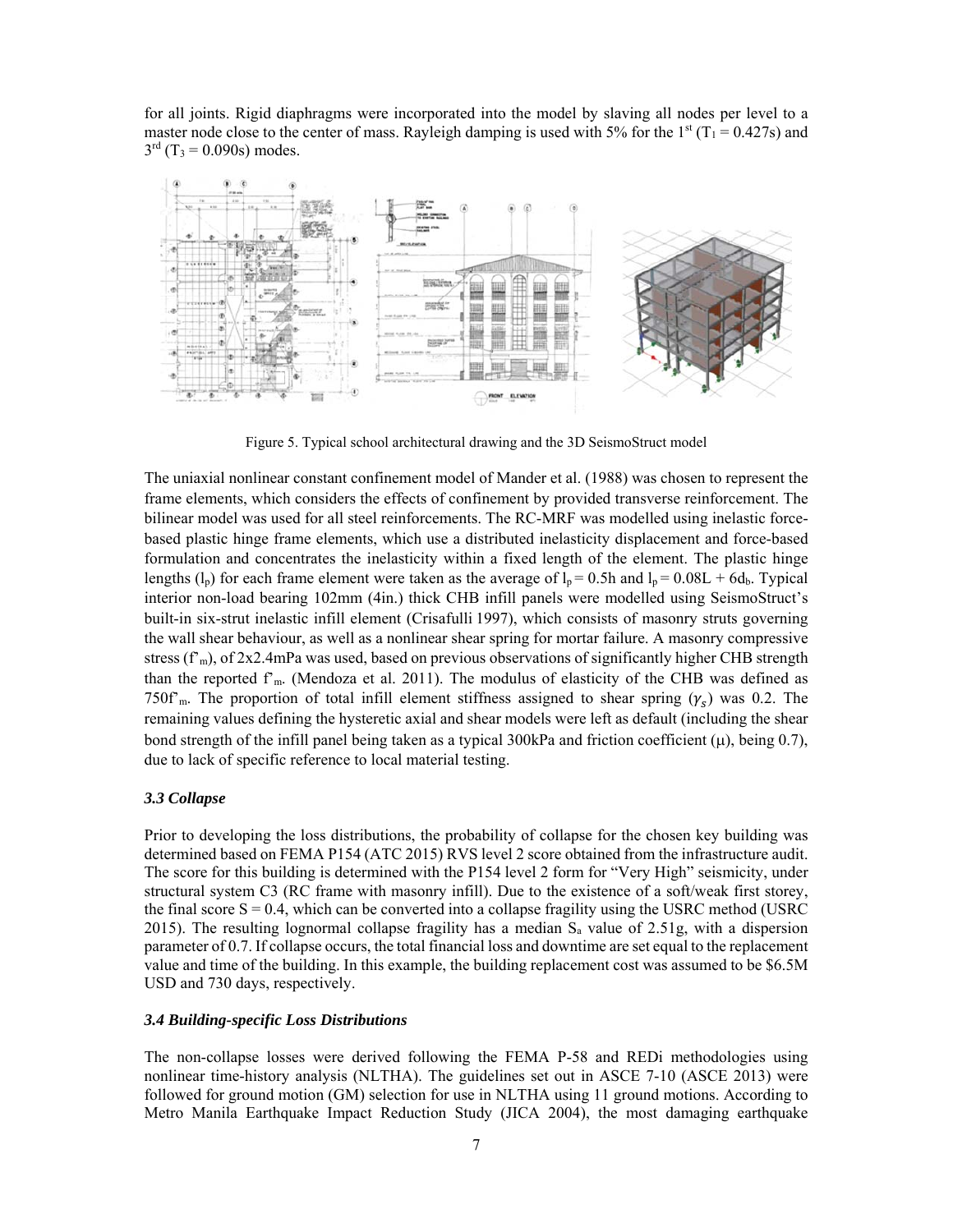for all joints. Rigid diaphragms were incorporated into the model by slaving all nodes per level to a master node close to the center of mass. Rayleigh damping is used with 5% for the 1st ($T_1 = 0.427$s) and 3rd ($T_3 = 0.090$s) modes.

Figure 5. Typical school architectural drawing and the 3D SeismoStruct model

The uniaxial nonlinear constant confinement model of Mander et al. (1988) was chosen to represent the frame elements, which considers the effects of confinement by provided transverse reinforcement. The bilinear model was used for all steel reinforcements. The RC-MRF was modelled using inelastic force-based plastic hinge frame elements, which use a distributed inelasticity displacement and force-based formulation and concentrates the inelasticity within a fixed length of the element. The plastic hinge lengths ($l_p$) for each frame element were taken as the average of $l_p = 0.5h$ and $l_p = 0.08L + 6d_b$. Typical interior non-load bearing 102mm (4in.) thick CHB infill panels were modelled using SeismoStruct's built-in six-strut inelastic infill element (Crisafulli 1997), which consists of masonry struts governing the wall shear behaviour, as well as a nonlinear shear spring for mortar failure. A masonry compressive stress ($f'_m$), of 2x2.4mPa was used, based on previous observations of significantly higher CHB strength than the reported $f'_m$. (Mendoza et al. 2011). The modulus of elasticity of the CHB was defined as $750f'_m$. The proportion of total infill element stiffness assigned to shear spring ($\gamma_s$) was 0.2. The remaining values defining the hysteretic axial and shear models were left as default (including the shear bond strength of the infill panel being taken as a typical 300kPa and friction coefficient ($\mu$), being 0.7), due to lack of specific reference to local material testing.

### *3.3 Collapse*

Prior to developing the loss distributions, the probability of collapse for the chosen key building was determined based on FEMA P154 (ATC 2015) RVS level 2 score obtained from the infrastructure audit. The score for this building is determined with the P154 level 2 form for "Very High" seismicity, under structural system C3 (RC frame with masonry infill). Due to the existence of a soft/weak first storey, the final score S = 0.4, which can be converted into a collapse fragility using the USRC method (USRC 2015). The resulting lognormal collapse fragility has a median $S_a$ value of 2.51g, with a dispersion parameter of 0.7. If collapse occurs, the total financial loss and downtime are set equal to the replacement value and time of the building. In this example, the building replacement cost was assumed to be \$6.5M USD and 730 days, respectively.

### *3.4 Building-specific Loss Distributions*

The non-collapse losses were derived following the FEMA P-58 and REDi methodologies using nonlinear time-history analysis (NLTHA). The guidelines set out in ASCE 7-10 (ASCE 2013) were followed for ground motion (GM) selection for use in NLTHA using 11 ground motions. According to Metro Manila Earthquake Impact Reduction Study (JICA 2004), the most damaging earthquake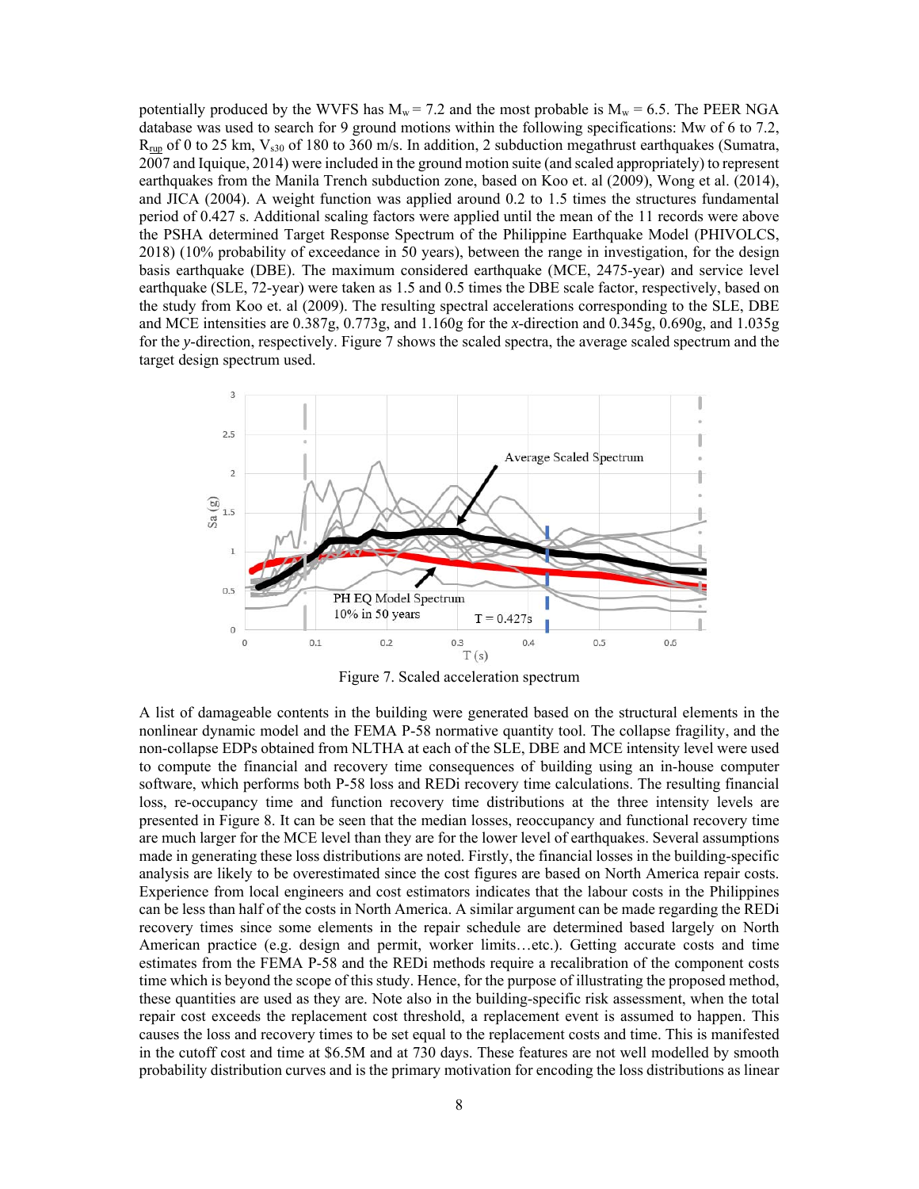potentially produced by the WVFS has $M_w = 7.2$ and the most probable is $M_w = 6.5$. The PEER NGA database was used to search for 9 ground motions within the following specifications: Mw of 6 to 7.2, $R_{rup}$ of 0 to 25 km, $V_{s30}$ of 180 to 360 m/s. In addition, 2 subduction megathrust earthquakes (Sumatra, 2007 and Iquique, 2014) were included in the ground motion suite (and scaled appropriately) to represent earthquakes from the Manila Trench subduction zone, based on Koo et. al (2009), Wong et al. (2014), and JICA (2004). A weight function was applied around 0.2 to 1.5 times the structures fundamental period of 0.427 s. Additional scaling factors were applied until the mean of the 11 records were above the PSHA determined Target Response Spectrum of the Philippine Earthquake Model (PHIVOLCS, 2018) (10% probability of exceedance in 50 years), between the range in investigation, for the design basis earthquake (DBE). The maximum considered earthquake (MCE, 2475-year) and service level earthquake (SLE, 72-year) were taken as 1.5 and 0.5 times the DBE scale factor, respectively, based on the study from Koo et. al (2009). The resulting spectral accelerations corresponding to the SLE, DBE and MCE intensities are 0.387g, 0.773g, and 1.160g for the *x*-direction and 0.345g, 0.690g, and 1.035g for the *y*-direction, respectively. Figure 7 shows the scaled spectra, the average scaled spectrum and the target design spectrum used.

Figure 7. Scaled acceleration spectrum

A list of damageable contents in the building were generated based on the structural elements in the nonlinear dynamic model and the FEMA P-58 normative quantity tool. The collapse fragility, and the non-collapse EDPs obtained from NLTHA at each of the SLE, DBE and MCE intensity level were used to compute the financial and recovery time consequences of building using an in-house computer software, which performs both P-58 loss and REDi recovery time calculations. The resulting financial loss, re-occupancy time and function recovery time distributions at the three intensity levels are presented in Figure 8. It can be seen that the median losses, reoccupancy and functional recovery time are much larger for the MCE level than they are for the lower level of earthquakes. Several assumptions made in generating these loss distributions are noted. Firstly, the financial losses in the building-specific analysis are likely to be overestimated since the cost figures are based on North America repair costs. Experience from local engineers and cost estimators indicates that the labour costs in the Philippines can be less than half of the costs in North America. A similar argument can be made regarding the REDi recovery times since some elements in the repair schedule are determined based largely on North American practice (e.g. design and permit, worker limits…etc.). Getting accurate costs and time estimates from the FEMA P-58 and the REDi methods require a recalibration of the component costs time which is beyond the scope of this study. Hence, for the purpose of illustrating the proposed method, these quantities are used as they are. Note also in the building-specific risk assessment, when the total repair cost exceeds the replacement cost threshold, a replacement event is assumed to happen. This causes the loss and recovery times to be set equal to the replacement costs and time. This is manifested in the cutoff cost and time at \$6.5M and at 730 days. These features are not well modelled by smooth probability distribution curves and is the primary motivation for encoding the loss distributions as linear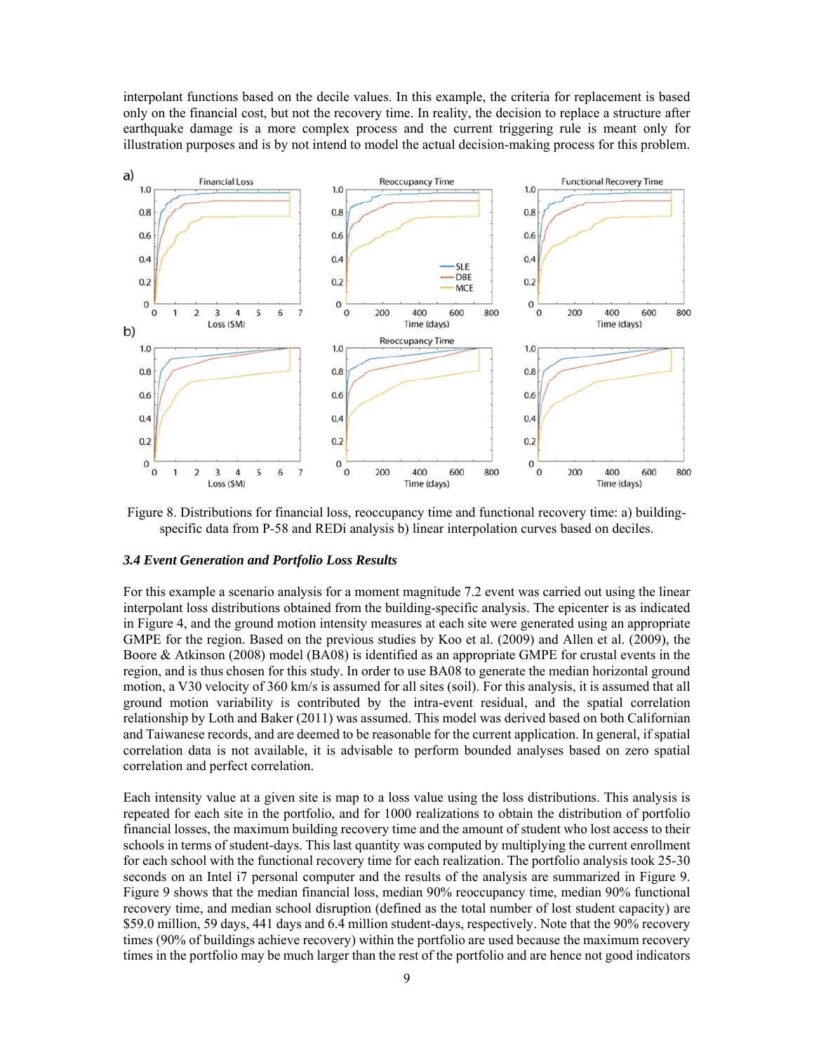interpolant functions based on the decile values. In this example, the criteria for replacement is based only on the financial cost, but not the recovery time. In reality, the decision to replace a structure after earthquake damage is a more complex process and the current triggering rule is meant only for illustration purposes and is by not intend to model the actual decision-making process for this problem.

Figure 8. Distributions for financial loss, reoccupancy time and functional recovery time: a) building-specific data from P-58 and REDi analysis b) linear interpolation curves based on deciles.

### *3.4 Event Generation and Portfolio Loss Results*

For this example a scenario analysis for a moment magnitude 7.2 event was carried out using the linear interpolant loss distributions obtained from the building-specific analysis. The epicenter is as indicated in Figure 4, and the ground motion intensity measures at each site were generated using an appropriate GMPE for the region. Based on the previous studies by Koo et al. (2009) and Allen et al. (2009), the Boore & Atkinson (2008) model (BA08) is identified as an appropriate GMPE for crustal events in the region, and is thus chosen for this study. In order to use BA08 to generate the median horizontal ground motion, a V30 velocity of 360 km/s is assumed for all sites (soil). For this analysis, it is assumed that all ground motion variability is contributed by the intra-event residual, and the spatial correlation relationship by Loth and Baker (2011) was assumed. This model was derived based on both Californian and Taiwanese records, and are deemed to be reasonable for the current application. In general, if spatial correlation data is not available, it is advisable to perform bounded analyses based on zero spatial correlation and perfect correlation.

Each intensity value at a given site is map to a loss value using the loss distributions. This analysis is repeated for each site in the portfolio, and for 1000 realizations to obtain the distribution of portfolio financial losses, the maximum building recovery time and the amount of student who lost access to their schools in terms of student-days. This last quantity was computed by multiplying the current enrollment for each school with the functional recovery time for each realization. The portfolio analysis took 25-30 seconds on an Intel i7 personal computer and the results of the analysis are summarized in Figure 9. Figure 9 shows that the median financial loss, median 90% reoccupancy time, median 90% functional recovery time, and median school disruption (defined as the total number of lost student capacity) are \$59.0 million, 59 days, 441 days and 6.4 million student-days, respectively. Note that the 90% recovery times (90% of buildings achieve recovery) within the portfolio are used because the maximum recovery times in the portfolio may be much larger than the rest of the portfolio and are hence not good indicators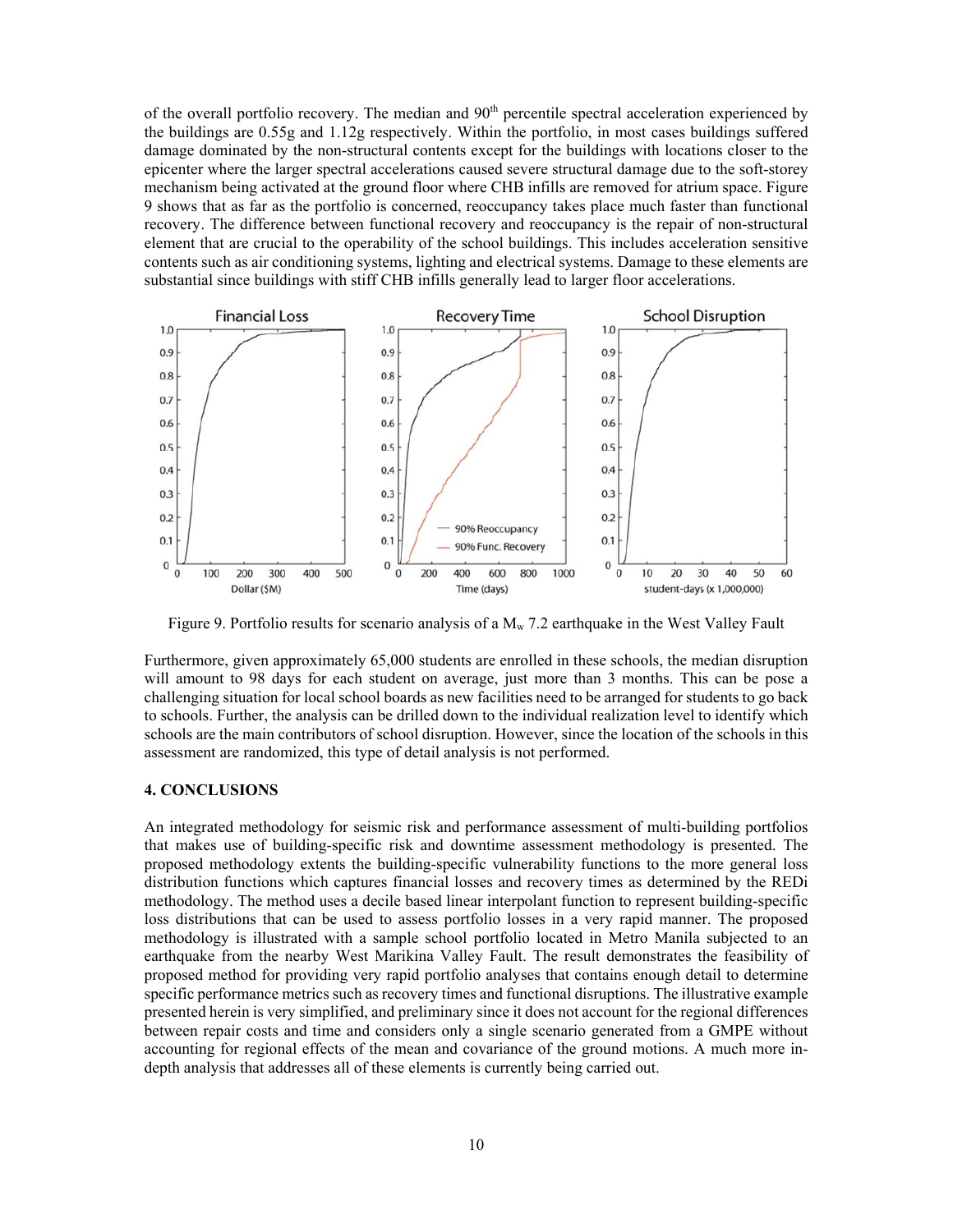of the overall portfolio recovery. The median and 90th percentile spectral acceleration experienced by the buildings are 0.55g and 1.12g respectively. Within the portfolio, in most cases buildings suffered damage dominated by the non-structural contents except for the buildings with locations closer to the epicenter where the larger spectral accelerations caused severe structural damage due to the soft-storey mechanism being activated at the ground floor where CHB infills are removed for atrium space. Figure 9 shows that as far as the portfolio is concerned, reoccupancy takes place much faster than functional recovery. The difference between functional recovery and reoccupancy is the repair of non-structural element that are crucial to the operability of the school buildings. This includes acceleration sensitive contents such as air conditioning systems, lighting and electrical systems. Damage to these elements are substantial since buildings with stiff CHB infills generally lead to larger floor accelerations.

Figure 9. Portfolio results for scenario analysis of a $M_w$ 7.2 earthquake in the West Valley Fault

Furthermore, given approximately 65,000 students are enrolled in these schools, the median disruption will amount to 98 days for each student on average, just more than 3 months. This can be pose a challenging situation for local school boards as new facilities need to be arranged for students to go back to schools. Further, the analysis can be drilled down to the individual realization level to identify which schools are the main contributors of school disruption. However, since the location of the schools in this assessment are randomized, this type of detail analysis is not performed.

## 4. CONCLUSIONS

An integrated methodology for seismic risk and performance assessment of multi-building portfolios that makes use of building-specific risk and downtime assessment methodology is presented. The proposed methodology extents the building-specific vulnerability functions to the more general loss distribution functions which captures financial losses and recovery times as determined by the REDi methodology. The method uses a decile based linear interpolant function to represent building-specific loss distributions that can be used to assess portfolio losses in a very rapid manner. The proposed methodology is illustrated with a sample school portfolio located in Metro Manila subjected to an earthquake from the nearby West Marikina Valley Fault. The result demonstrates the feasibility of proposed method for providing very rapid portfolio analyses that contains enough detail to determine specific performance metrics such as recovery times and functional disruptions. The illustrative example presented herein is very simplified, and preliminary since it does not account for the regional differences between repair costs and time and considers only a single scenario generated from a GMPE without accounting for regional effects of the mean and covariance of the ground motions. A much more in-depth analysis that addresses all of these elements is currently being carried out.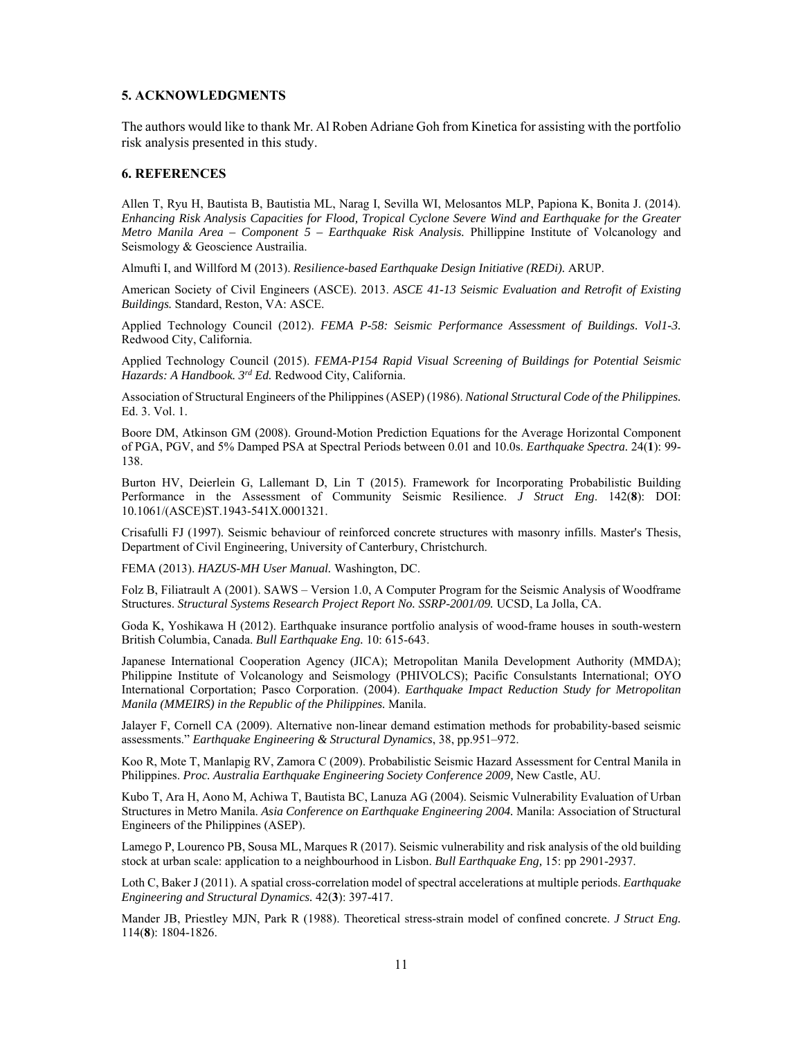## 5. ACKNOWLEDGMENTS

The authors would like to thank Mr. Al Roben Adriane Goh from Kinetica for assisting with the portfolio risk analysis presented in this study.

## 6. REFERENCES

Allen T, Ryu H, Bautista B, Bautistia ML, Narag I, Sevilla WI, Melosantos MLP, Papiona K, Bonita J. (2014). *Enhancing Risk Analysis Capacities for Flood, Tropical Cyclone Severe Wind and Earthquake for the Greater Metro Manila Area – Component 5 – Earthquake Risk Analysis.* Phillippine Institute of Volcanology and Seismology & Geoscience Austrailia.

Almufti I, and Willford M (2013). *Resilience-based Earthquake Design Initiative (REDi).* ARUP.

American Society of Civil Engineers (ASCE). 2013. *ASCE 41-13 Seismic Evaluation and Retrofit of Existing Buildings.* Standard, Reston, VA: ASCE.

Applied Technology Council (2012). *FEMA P-58: Seismic Performance Assessment of Buildings. Vol1-3.* Redwood City, California.

Applied Technology Council (2015). *FEMA-P154 Rapid Visual Screening of Buildings for Potential Seismic Hazards: A Handbook. 3rd Ed.* Redwood City, California.

Association of Structural Engineers of the Philippines (ASEP) (1986). *National Structural Code of the Philippines.* Ed. 3. Vol. 1.

Boore DM, Atkinson GM (2008). Ground-Motion Prediction Equations for the Average Horizontal Component of PGA, PGV, and 5% Damped PSA at Spectral Periods between 0.01 and 10.0s. *Earthquake Spectra.* 24(**1**): 99-138.

Burton HV, Deierlein G, Lallemant D, Lin T (2015). Framework for Incorporating Probabilistic Building Performance in the Assessment of Community Seismic Resilience. *J Struct Eng*. 142(**8**): DOI: 10.1061/(ASCE)ST.1943-541X.0001321.

Crisafulli FJ (1997). Seismic behaviour of reinforced concrete structures with masonry infills. Master's Thesis, Department of Civil Engineering, University of Canterbury, Christchurch.

FEMA (2013). *HAZUS-MH User Manual.* Washington, DC.

Folz B, Filiatrault A (2001). SAWS – Version 1.0, A Computer Program for the Seismic Analysis of Woodframe Structures. *Structural Systems Research Project Report No. SSRP-2001/09.* UCSD, La Jolla, CA.

Goda K, Yoshikawa H (2012). Earthquake insurance portfolio analysis of wood-frame houses in south-western British Columbia, Canada. *Bull Earthquake Eng.* 10: 615-643.

Japanese International Cooperation Agency (JICA); Metropolitan Manila Development Authority (MMDA); Philippine Institute of Volcanology and Seismology (PHIVOLCS); Pacific Consulstants International; OYO International Corportation; Pasco Corporation. (2004). *Earthquake Impact Reduction Study for Metropolitan Manila (MMEIRS) in the Republic of the Philippines.* Manila.

Jalayer F, Cornell CA (2009). Alternative non-linear demand estimation methods for probability-based seismic assessments." *Earthquake Engineering & Structural Dynamics*, 38, pp.951–972.

Koo R, Mote T, Manlapig RV, Zamora C (2009). Probabilistic Seismic Hazard Assessment for Central Manila in Philippines. *Proc. Australia Earthquake Engineering Society Conference 2009,* New Castle, AU.

Kubo T, Ara H, Aono M, Achiwa T, Bautista BC, Lanuza AG (2004). Seismic Vulnerability Evaluation of Urban Structures in Metro Manila. *Asia Conference on Earthquake Engineering 2004.* Manila: Association of Structural Engineers of the Philippines (ASEP).

Lamego P, Lourenco PB, Sousa ML, Marques R (2017). Seismic vulnerability and risk analysis of the old building stock at urban scale: application to a neighbourhood in Lisbon. *Bull Earthquake Eng,* 15: pp 2901-2937.

Loth C, Baker J (2011). A spatial cross-correlation model of spectral accelerations at multiple periods. *Earthquake Engineering and Structural Dynamics.* 42(**3**): 397-417.

Mander JB, Priestley MJN, Park R (1988). Theoretical stress-strain model of confined concrete. *J Struct Eng.* 114(**8**): 1804-1826.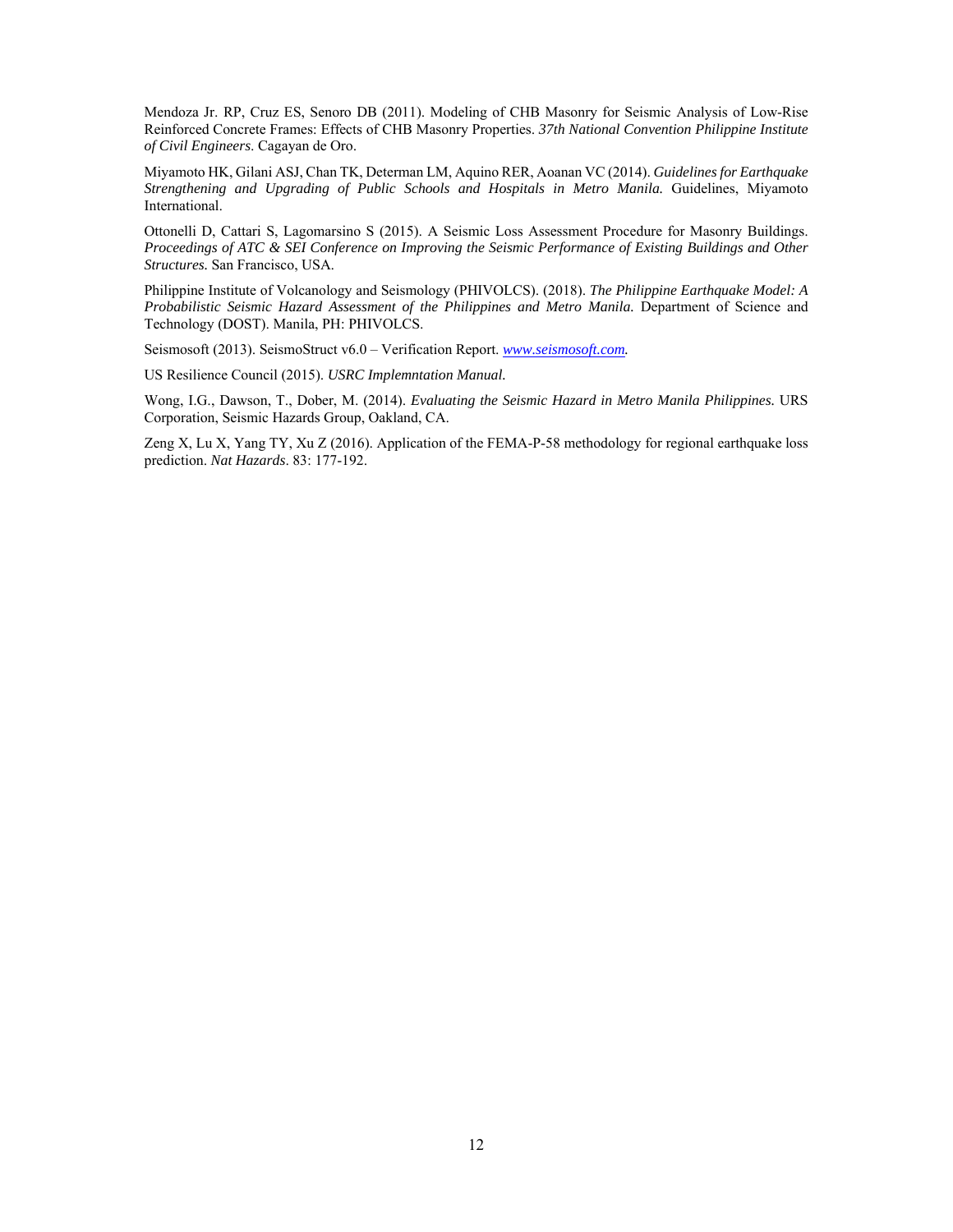Mendoza Jr. RP, Cruz ES, Senoro DB (2011). Modeling of CHB Masonry for Seismic Analysis of Low-Rise Reinforced Concrete Frames: Effects of CHB Masonry Properties. *37th National Convention Philippine Institute of Civil Engineers*. Cagayan de Oro.

Miyamoto HK, Gilani ASJ, Chan TK, Determan LM, Aquino RER, Aoanan VC (2014). *Guidelines for Earthquake Strengthening and Upgrading of Public Schools and Hospitals in Metro Manila.* Guidelines, Miyamoto International.

Ottonelli D, Cattari S, Lagomarsino S (2015). A Seismic Loss Assessment Procedure for Masonry Buildings. *Proceedings of ATC & SEI Conference on Improving the Seismic Performance of Existing Buildings and Other Structures.* San Francisco, USA.

Philippine Institute of Volcanology and Seismology (PHIVOLCS). (2018). *The Philippine Earthquake Model: A Probabilistic Seismic Hazard Assessment of the Philippines and Metro Manila.* Department of Science and Technology (DOST). Manila, PH: PHIVOLCS.

Seismosoft (2013). SeismoStruct v6.0 – Verification Report. *www.seismosoft.com.*

US Resilience Council (2015). *USRC Implemntation Manual.*

Wong, I.G., Dawson, T., Dober, M. (2014). *Evaluating the Seismic Hazard in Metro Manila Philippines.* URS Corporation, Seismic Hazards Group, Oakland, CA.

Zeng X, Lu X, Yang TY, Xu Z (2016). Application of the FEMA-P-58 methodology for regional earthquake loss prediction. *Nat Hazards*. 83: 177-192.